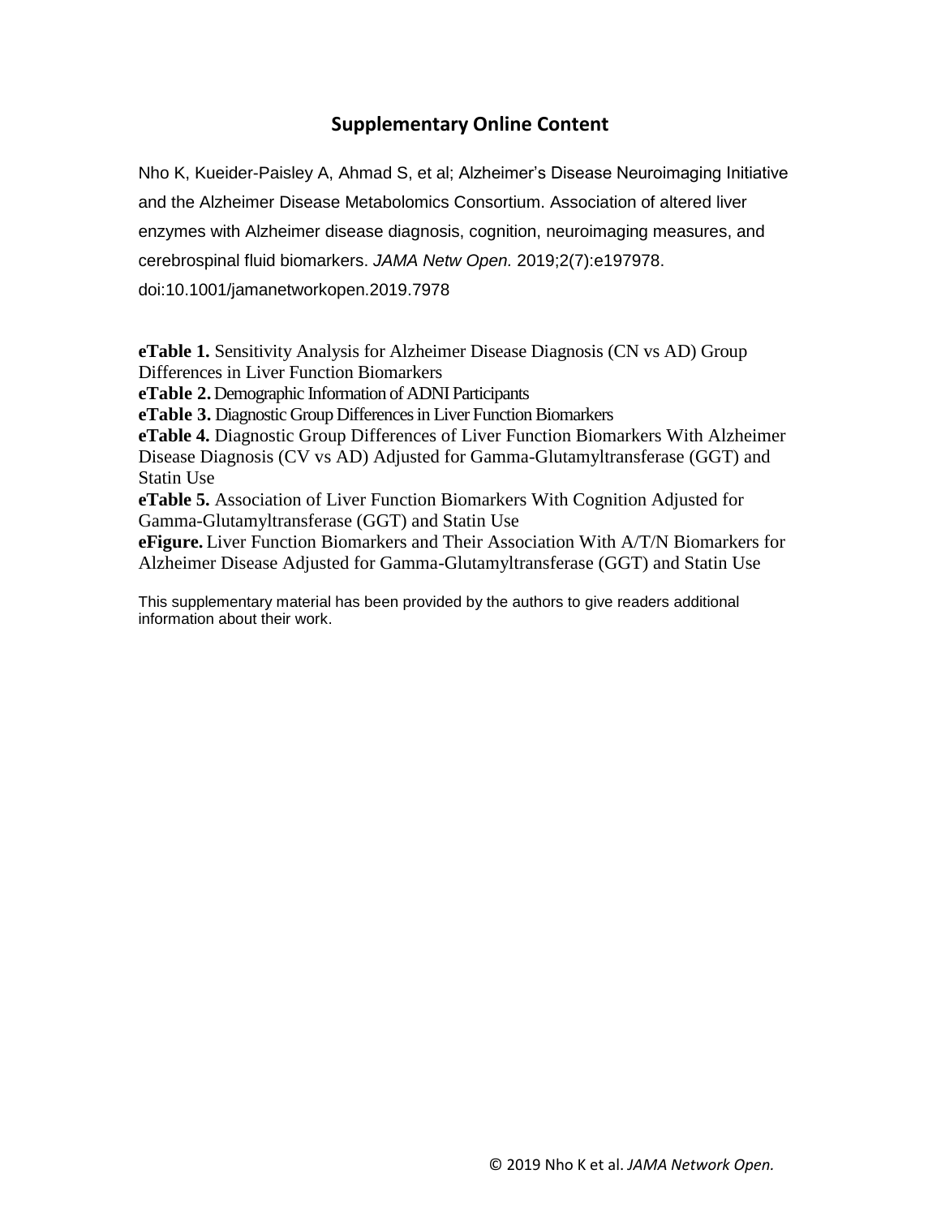## Supplementary Online Content

Nho K, Kueider-Paisley A, Ahmad S, et al; Alzheimer's Disease Neuroimaging Initiative and the Alzheimer Disease Metabolomics Consortium. Association of altered liver enzymes with Alzheimer disease diagnosis, cognition, neuroimaging measures, and cerebrospinal fluid biomarkers. *JAMA Netw Open.* 2019;2(7):e197978. doi:10.1001/jamanetworkopen.2019.7978

**eTable 1.** Sensitivity Analysis for Alzheimer Disease Diagnosis (CN vs AD) Group Differences in Liver Function Biomarkers
**eTable 2.** Demographic Information of ADNI Participants
**eTable 3.** Diagnostic Group Differences in Liver Function Biomarkers
**eTable 4.** Diagnostic Group Differences of Liver Function Biomarkers With Alzheimer Disease Diagnosis (CV vs AD) Adjusted for Gamma-Glutamyltransferase (GGT) and Statin Use
**eTable 5.** Association of Liver Function Biomarkers With Cognition Adjusted for Gamma-Glutamyltransferase (GGT) and Statin Use
**eFigure.** Liver Function Biomarkers and Their Association With A/T/N Biomarkers for Alzheimer Disease Adjusted for Gamma-Glutamyltransferase (GGT) and Statin Use

This supplementary material has been provided by the authors to give readers additional information about their work.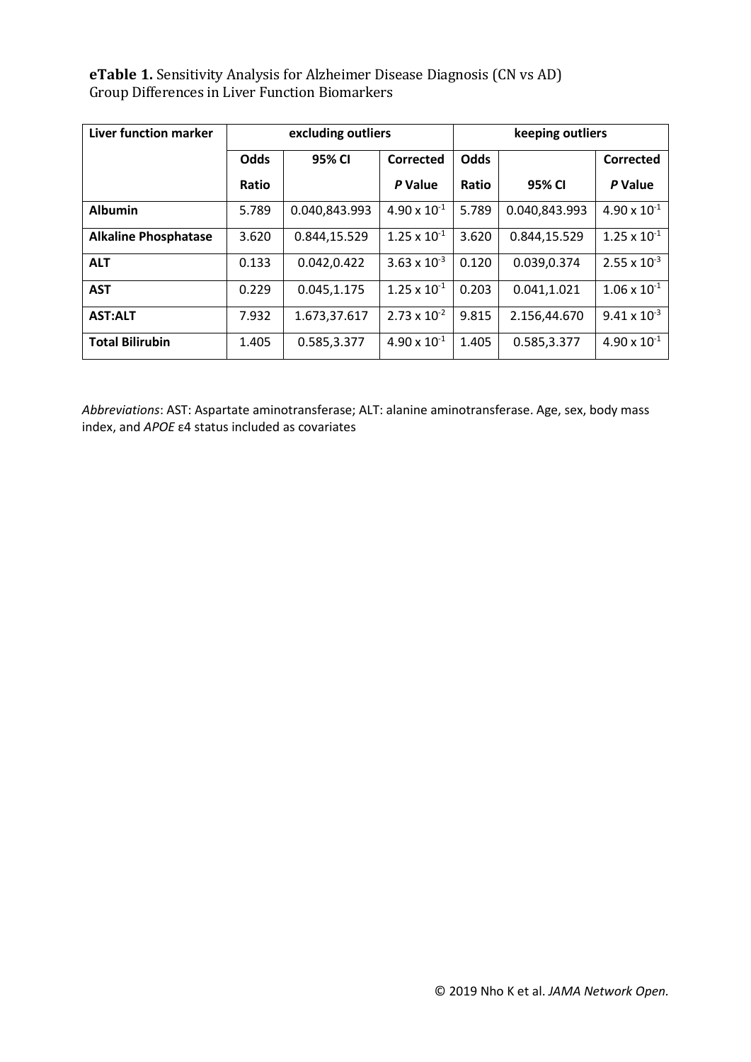**eTable 1.** Sensitivity Analysis for Alzheimer Disease Diagnosis (CN vs AD) Group Differences in Liver Function Biomarkers

| Liver function marker | excluding outliers | | | keeping outliers | | |
|---|---|---|---|---|---|---|
| | Odds Ratio | 95% CI | Corrected *P* Value | Odds Ratio | 95% CI | Corrected *P* Value |
| **Albumin** | 5.789 | 0.040,843.993 | $4.90 \times 10^{-1}$ | 5.789 | 0.040,843.993 | $4.90 \times 10^{-1}$ |
| **Alkaline Phosphatase** | 3.620 | 0.844,15.529 | $1.25 \times 10^{-1}$ | 3.620 | 0.844,15.529 | $1.25 \times 10^{-1}$ |
| **ALT** | 0.133 | 0.042,0.422 | $3.63 \times 10^{-3}$ | 0.120 | 0.039,0.374 | $2.55 \times 10^{-3}$ |
| **AST** | 0.229 | 0.045,1.175 | $1.25 \times 10^{-1}$ | 0.203 | 0.041,1.021 | $1.06 \times 10^{-1}$ |
| **AST:ALT** | 7.932 | 1.673,37.617 | $2.73 \times 10^{-2}$ | 9.815 | 2.156,44.670 | $9.41 \times 10^{-3}$ |
| **Total Bilirubin** | 1.405 | 0.585,3.377 | $4.90 \times 10^{-1}$ | 1.405 | 0.585,3.377 | $4.90 \times 10^{-1}$ |

*Abbreviations*: AST: Aspartate aminotransferase; ALT: alanine aminotransferase. Age, sex, body mass index, and *APOE* ε4 status included as covariates

© 2019 Nho K et al. *JAMA Network Open*.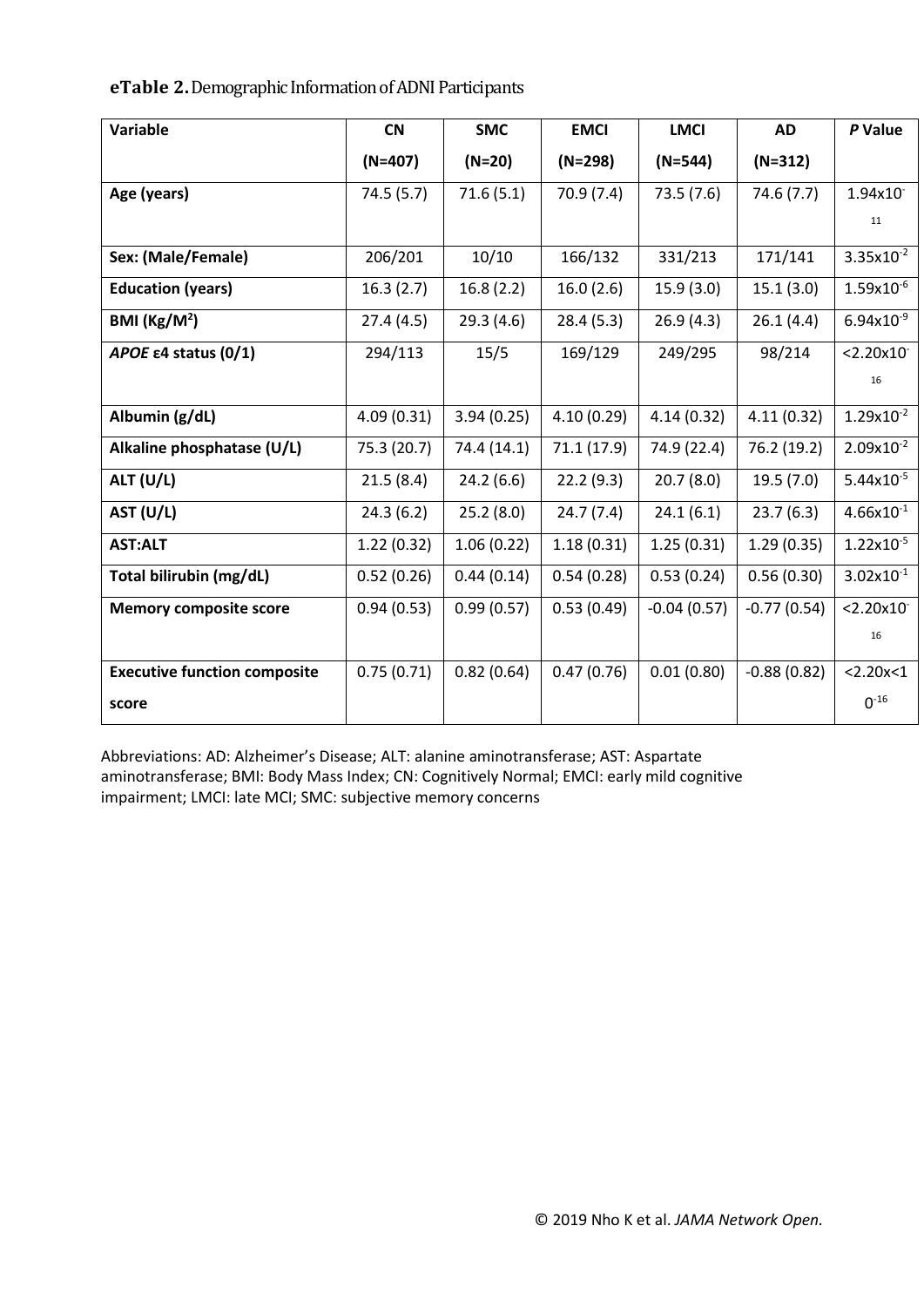**eTable 2.** Demographic Information of ADNI Participants

| Variable | CN (N=407) | SMC (N=20) | EMCI (N=298) | LMCI (N=544) | AD (N=312) | *P* Value |
|---|---|---|---|---|---|---|
| **Age (years)** | 74.5 (5.7) | 71.6 (5.1) | 70.9 (7.4) | 73.5 (7.6) | 74.6 (7.7) | $1.94 \times 10^{-11}$ |
| **Sex: (Male/Female)** | 206/201 | 10/10 | 166/132 | 331/213 | 171/141 | $3.35 \times 10^{-2}$ |
| **Education (years)** | 16.3 (2.7) | 16.8 (2.2) | 16.0 (2.6) | 15.9 (3.0) | 15.1 (3.0) | $1.59 \times 10^{-6}$ |
| **BMI (Kg/M$^2$)** | 27.4 (4.5) | 29.3 (4.6) | 28.4 (5.3) | 26.9 (4.3) | 26.1 (4.4) | $6.94 \times 10^{-9}$ |
| ***APOE* ε4 status (0/1)** | 294/113 | 15/5 | 169/129 | 249/295 | 98/214 | $<2.20 \times 10^{-16}$ |
| **Albumin (g/dL)** | 4.09 (0.31) | 3.94 (0.25) | 4.10 (0.29) | 4.14 (0.32) | 4.11 (0.32) | $1.29 \times 10^{-2}$ |
| **Alkaline phosphatase (U/L)** | 75.3 (20.7) | 74.4 (14.1) | 71.1 (17.9) | 74.9 (22.4) | 76.2 (19.2) | $2.09 \times 10^{-2}$ |
| **ALT (U/L)** | 21.5 (8.4) | 24.2 (6.6) | 22.2 (9.3) | 20.7 (8.0) | 19.5 (7.0) | $5.44 \times 10^{-5}$ |
| **AST (U/L)** | 24.3 (6.2) | 25.2 (8.0) | 24.7 (7.4) | 24.1 (6.1) | 23.7 (6.3) | $4.66 \times 10^{-1}$ |
| **AST:ALT** | 1.22 (0.32) | 1.06 (0.22) | 1.18 (0.31) | 1.25 (0.31) | 1.29 (0.35) | $1.22 \times 10^{-5}$ |
| **Total bilirubin (mg/dL)** | 0.52 (0.26) | 0.44 (0.14) | 0.54 (0.28) | 0.53 (0.24) | 0.56 (0.30) | $3.02 \times 10^{-1}$ |
| **Memory composite score** | 0.94 (0.53) | 0.99 (0.57) | 0.53 (0.49) | -0.04 (0.57) | -0.77 (0.54) | $<2.20 \times 10^{-16}$ |
| **Executive function composite score** | 0.75 (0.71) | 0.82 (0.64) | 0.47 (0.76) | 0.01 (0.80) | -0.88 (0.82) | $<2.20 \times 10^{-16}$ |

Abbreviations: AD: Alzheimer's Disease; ALT: alanine aminotransferase; AST: Aspartate aminotransferase; BMI: Body Mass Index; CN: Cognitively Normal; EMCI: early mild cognitive impairment; LMCI: late MCI; SMC: subjective memory concerns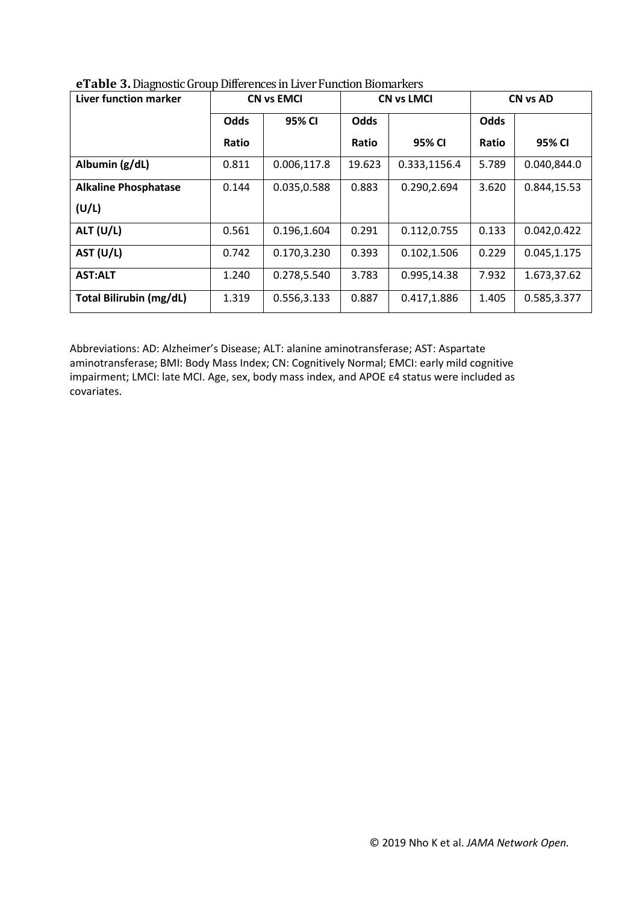**eTable 3.** Diagnostic Group Differences in Liver Function Biomarkers

| Liver function marker | CN vs EMCI | | CN vs LMCI | | CN vs AD | |
|---|---|---|---|---|---|---|
| | Odds Ratio | 95% CI | Odds Ratio | 95% CI | Odds Ratio | 95% CI |
| **Albumin (g/dL)** | 0.811 | 0.006,117.8 | 19.623 | 0.333,1156.4 | 5.789 | 0.040,844.0 |
| **Alkaline Phosphatase (U/L)** | 0.144 | 0.035,0.588 | 0.883 | 0.290,2.694 | 3.620 | 0.844,15.53 |
| **ALT (U/L)** | 0.561 | 0.196,1.604 | 0.291 | 0.112,0.755 | 0.133 | 0.042,0.422 |
| **AST (U/L)** | 0.742 | 0.170,3.230 | 0.393 | 0.102,1.506 | 0.229 | 0.045,1.175 |
| **AST:ALT** | 1.240 | 0.278,5.540 | 3.783 | 0.995,14.38 | 7.932 | 1.673,37.62 |
| **Total Bilirubin (mg/dL)** | 1.319 | 0.556,3.133 | 0.887 | 0.417,1.886 | 1.405 | 0.585,3.377 |

Abbreviations: AD: Alzheimer's Disease; ALT: alanine aminotransferase; AST: Aspartate aminotransferase; BMI: Body Mass Index; CN: Cognitively Normal; EMCI: early mild cognitive impairment; LMCI: late MCI. Age, sex, body mass index, and APOE ε4 status were included as covariates.

© 2019 Nho K et al. *JAMA Network Open.*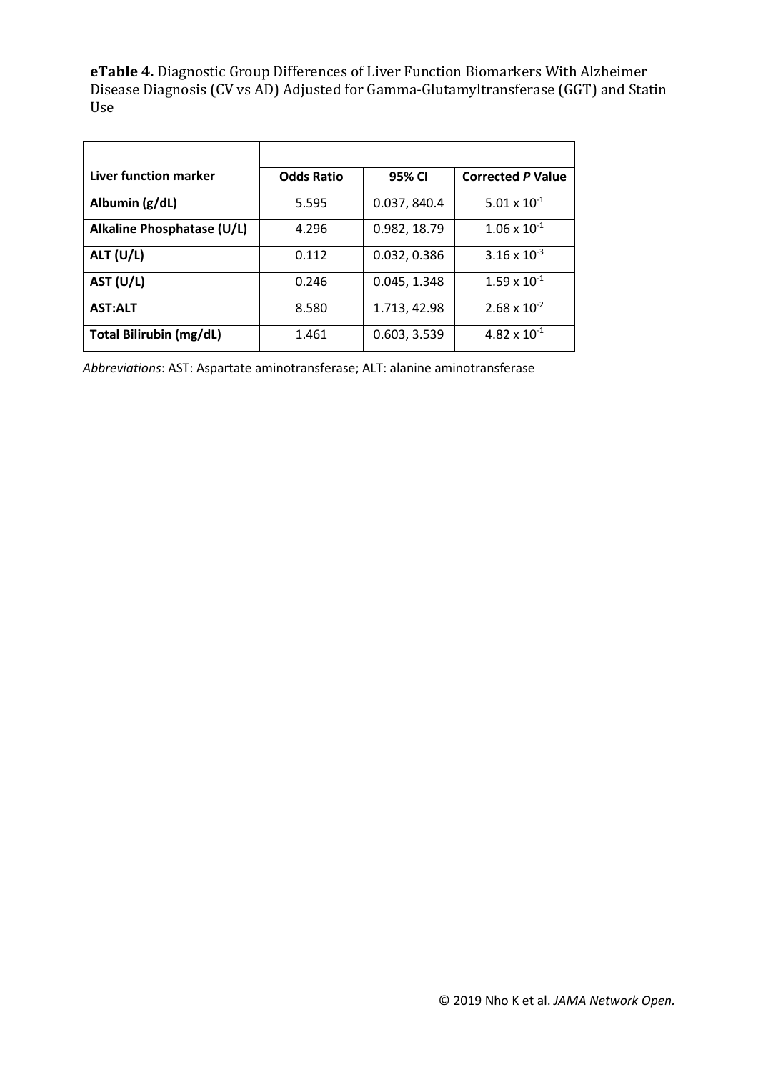**eTable 4.** Diagnostic Group Differences of Liver Function Biomarkers With Alzheimer Disease Diagnosis (CV vs AD) Adjusted for Gamma-Glutamyltransferase (GGT) and Statin Use

| Liver function marker | Odds Ratio | 95% CI | Corrected *P* Value |
|---|---|---|---|
| **Albumin (g/dL)** | 5.595 | 0.037, 840.4 | $5.01 \times 10^{-1}$ |
| **Alkaline Phosphatase (U/L)** | 4.296 | 0.982, 18.79 | $1.06 \times 10^{-1}$ |
| **ALT (U/L)** | 0.112 | 0.032, 0.386 | $3.16 \times 10^{-3}$ |
| **AST (U/L)** | 0.246 | 0.045, 1.348 | $1.59 \times 10^{-1}$ |
| **AST:ALT** | 8.580 | 1.713, 42.98 | $2.68 \times 10^{-2}$ |
| **Total Bilirubin (mg/dL)** | 1.461 | 0.603, 3.539 | $4.82 \times 10^{-1}$ |

*Abbreviations*: AST: Aspartate aminotransferase; ALT: alanine aminotransferase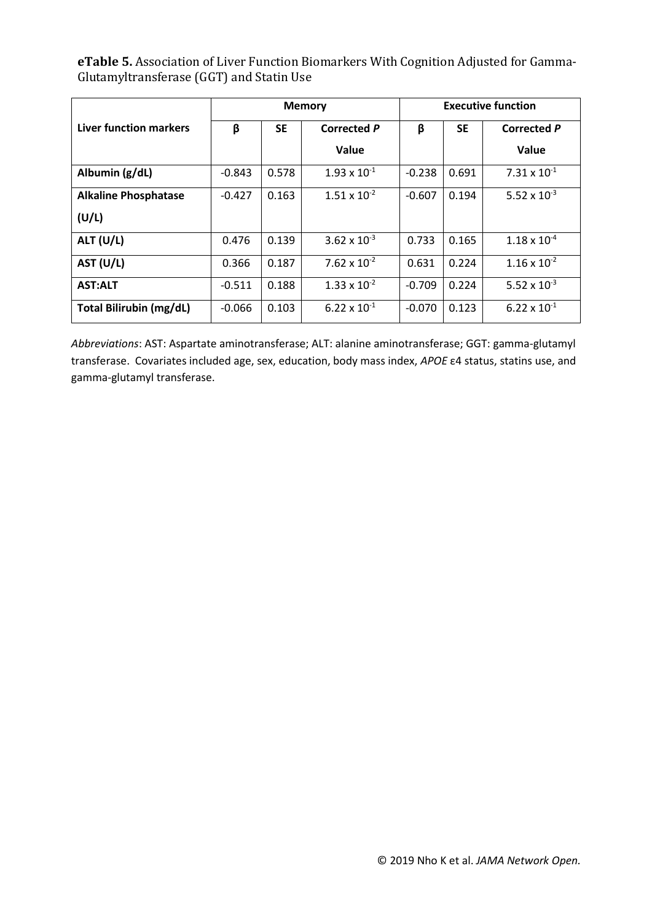**eTable 5.** Association of Liver Function Biomarkers With Cognition Adjusted for Gamma-Glutamyltransferase (GGT) and Statin Use

| Liver function markers | Memory | | | Executive function | | |
|---|---|---|---|---|---|---|
| | β | SE | Corrected *P* Value | β | SE | Corrected *P* Value |
| **Albumin (g/dL)** | -0.843 | 0.578 | $1.93 \times 10^{-1}$ | -0.238 | 0.691 | $7.31 \times 10^{-1}$ |
| **Alkaline Phosphatase (U/L)** | -0.427 | 0.163 | $1.51 \times 10^{-2}$ | -0.607 | 0.194 | $5.52 \times 10^{-3}$ |
| **ALT (U/L)** | 0.476 | 0.139 | $3.62 \times 10^{-3}$ | 0.733 | 0.165 | $1.18 \times 10^{-4}$ |
| **AST (U/L)** | 0.366 | 0.187 | $7.62 \times 10^{-2}$ | 0.631 | 0.224 | $1.16 \times 10^{-2}$ |
| **AST:ALT** | -0.511 | 0.188 | $1.33 \times 10^{-2}$ | -0.709 | 0.224 | $5.52 \times 10^{-3}$ |
| **Total Bilirubin (mg/dL)** | -0.066 | 0.103 | $6.22 \times 10^{-1}$ | -0.070 | 0.123 | $6.22 \times 10^{-1}$ |

*Abbreviations*: AST: Aspartate aminotransferase; ALT: alanine aminotransferase; GGT: gamma-glutamyl transferase. Covariates included age, sex, education, body mass index, *APOE* ε4 status, statins use, and gamma-glutamyl transferase.

© 2019 Nho K et al. *JAMA Network Open.*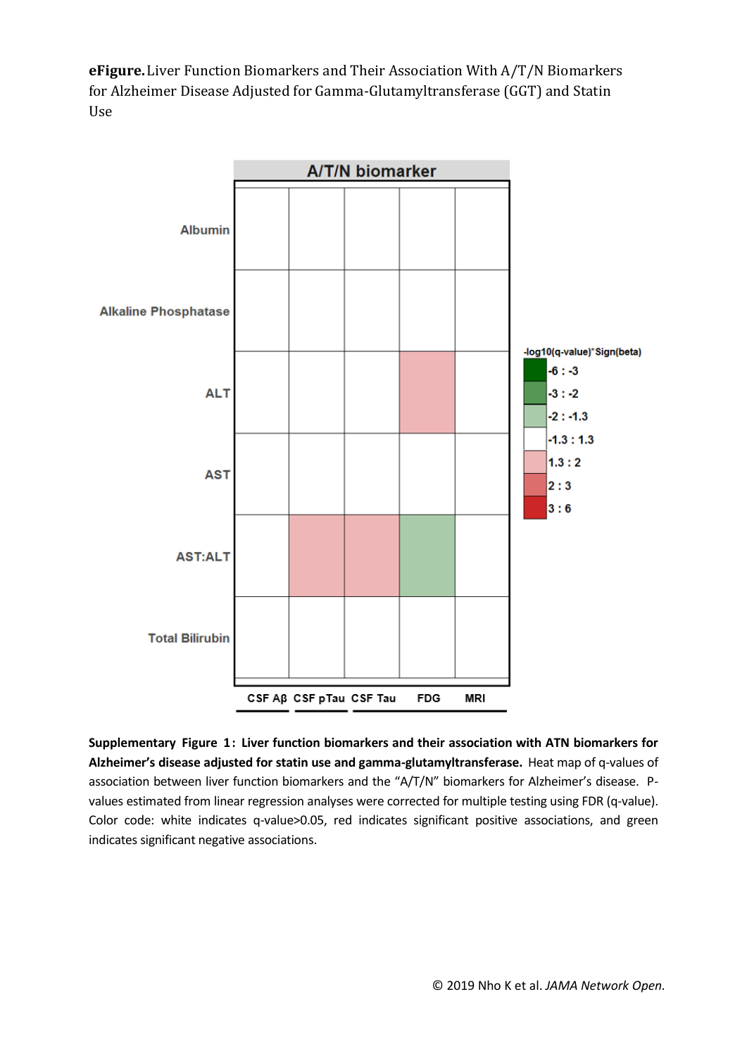**eFigure.** Liver Function Biomarkers and Their Association With A/T/N Biomarkers for Alzheimer Disease Adjusted for Gamma-Glutamyltransferase (GGT) and Statin Use

A/T/N biomarker

Albumin

Alkaline Phosphatase

ALT

AST

AST:ALT

Total Bilirubin

CSF Aβ CSF pTau CSF Tau FDG MRI

-log10(q-value)*Sign(beta)

-6 : -3

-3 : -2

-2 : -1.3

-1.3 : 1.3

1.3 : 2

2 : 3

3 : 6

**Supplementary Figure 1: Liver function biomarkers and their association with ATN biomarkers for Alzheimer's disease adjusted for statin use and gamma-glutamyltransferase.** Heat map of q-values of association between liver function biomarkers and the "A/T/N" biomarkers for Alzheimer's disease. P-values estimated from linear regression analyses were corrected for multiple testing using FDR (q-value). Color code: white indicates q-value>0.05, red indicates significant positive associations, and green indicates significant negative associations.

© 2019 Nho K et al. *JAMA Network Open.*